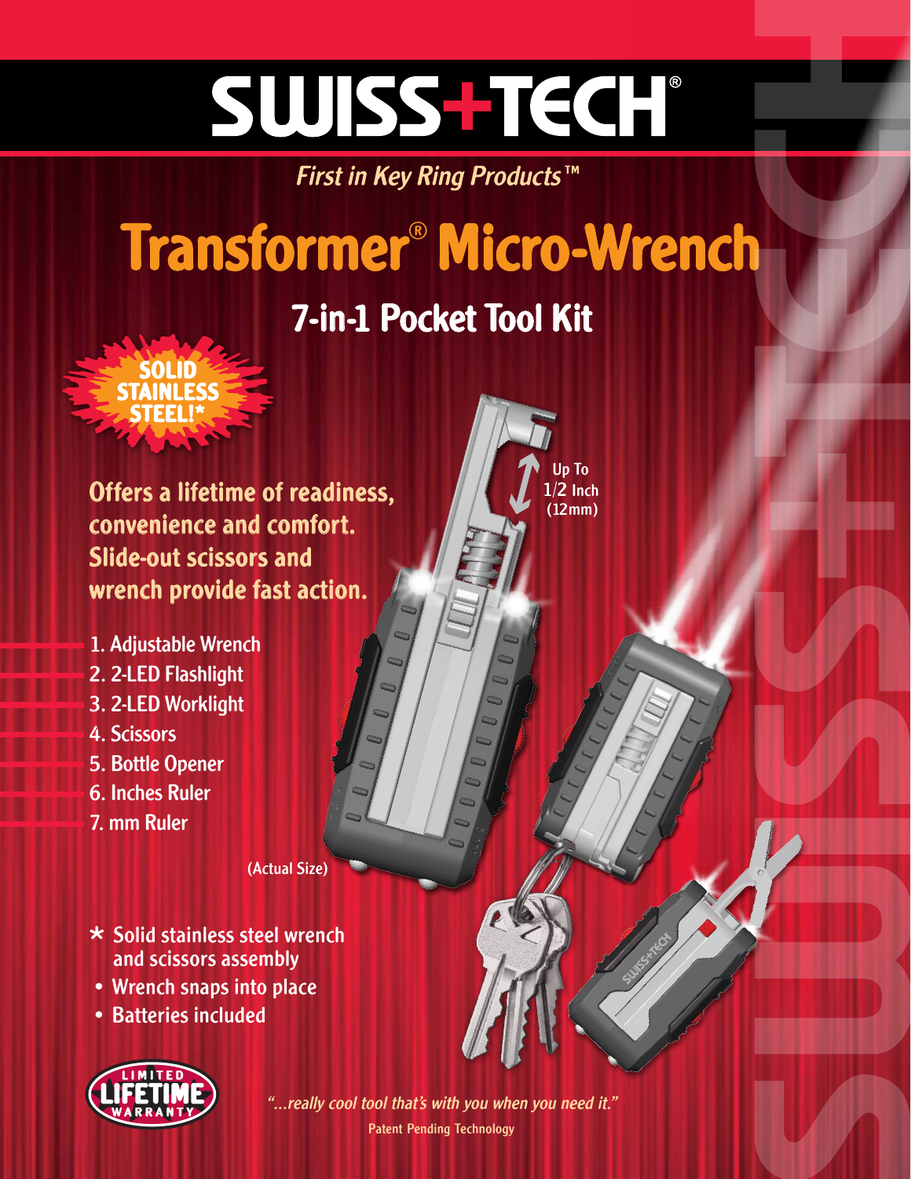# SWISS+TECH®

*First in Key Ring Products™*

# Transformer® Micro-Wrench

## 7-in-1 Pocket Tool Kit

**SOLID STAINLESS STEEL!***

**Offers a lifetime of readiness, convenience and comfort. Slide-out scissors and wrench provide fast action.**

1. Adjustable Wrench
2. 2-LED Flashlight
3. 2-LED Worklight
4. Scissors
5. Bottle Opener
6. Inches Ruler
7. mm Ruler

Up To 1/2 Inch (12mm)

(Actual Size)

* Solid stainless steel wrench and scissors assembly
- Wrench snaps into place
- Batteries included

LIMITED LIFETIME WARRANTY

*"...really cool tool that's with you when you need it."*

Patent Pending Technology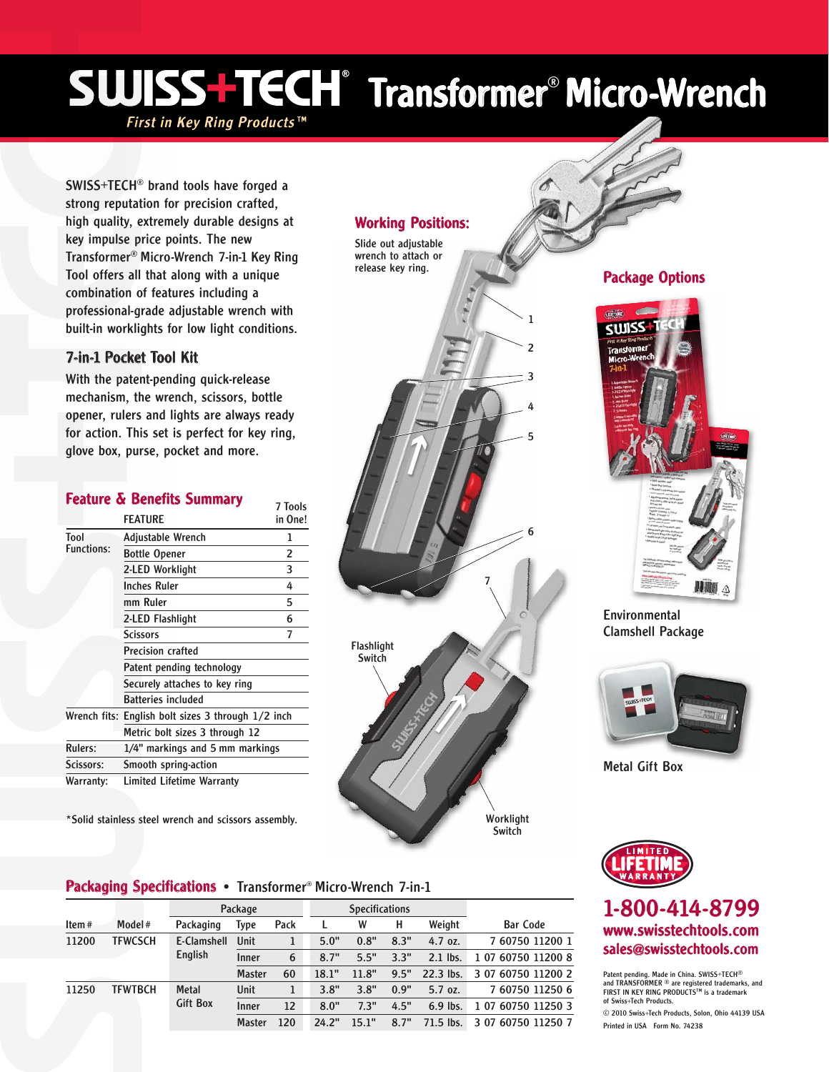# SWISS+TECH® Transformer® Micro-Wrench

*First in Key Ring Products™*

SWISS+TECH® brand tools have forged a strong reputation for precision crafted, high quality, extremely durable designs at key impulse price points. The new Transformer® Micro-Wrench 7-in-1 Key Ring Tool offers all that along with a unique combination of features including a professional-grade adjustable wrench with built-in worklights for low light conditions.

## 7-in-1 Pocket Tool Kit

With the patent-pending quick-release mechanism, the wrench, scissors, bottle opener, rulers and lights are always ready for action. This set is perfect for key ring, glove box, purse, pocket and more.

## Feature & Benefits Summary

| | FEATURE | 7 Tools in One! |
|---|---|---|
| Tool Functions: | Adjustable Wrench | 1 |
| | Bottle Opener | 2 |
| | 2-LED Worklight | 3 |
| | Inches Ruler | 4 |
| | mm Ruler | 5 |
| | 2-LED Flashlight | 6 |
| | Scissors | 7 |
| | Precision crafted | |
| | Patent pending technology | |
| | Securely attaches to key ring | |
| | Batteries included | |
| Wrench fits: | English bolt sizes 3 through 1/2 inch | |
| | Metric bolt sizes 3 through 12 | |
| Rulers: | 1/4" markings and 5 mm markings | |
| Scissors: | Smooth spring-action | |
| Warranty: | Limited Lifetime Warranty | |

*Solid stainless steel wrench and scissors assembly.

## Working Positions:

Slide out adjustable wrench to attach or release key ring.

1
2
3
4
5
6
7

Flashlight Switch

Worklight Switch

## Package Options

Environmental Clamshell Package

Metal Gift Box

## Packaging Specifications • Transformer® Micro-Wrench 7-in-1

| | | Package | | | Specifications | | | | |
|---|---|---|---|---|---|---|---|---|---|
| Item # | Model # | Packaging | Type | Pack | L | W | H | Weight | Bar Code |
| 11200 | TFWCSCH | E-Clamshell English | Unit | 1 | 5.0" | 0.8" | 8.3" | 4.7 oz. | 7 60750 11200 1 |
| | | | Inner | 6 | 8.7" | 5.5" | 3.3" | 2.1 lbs. | 1 07 60750 11200 8 |
| | | | Master | 60 | 18.1" | 11.8" | 9.5" | 22.3 lbs. | 3 07 60750 11200 2 |
| 11250 | TFWTBCH | Metal Gift Box | Unit | 1 | 3.8" | 3.8" | 0.9" | 5.7 oz. | 7 60750 11250 6 |
| | | | Inner | 12 | 8.0" | 7.3" | 4.5" | 6.9 lbs. | 1 07 60750 11250 3 |
| | | | Master | 120 | 24.2" | 15.1" | 8.7" | 71.5 lbs. | 3 07 60750 11250 7 |

LIMITED LIFETIME WARRANTY

**1-800-414-8799**
**www.swisstechtools.com**
**sales@swisstechtools.com**

Patent pending. Made in China. SWISS+TECH® and TRANSFORMER ® are registered trademarks, and FIRST IN KEY RING PRODUCTS™ is a trademark of Swiss+Tech Products.

© 2010 Swiss+Tech Products, Solon, Ohio 44139 USA

Printed in USA Form No. 74238